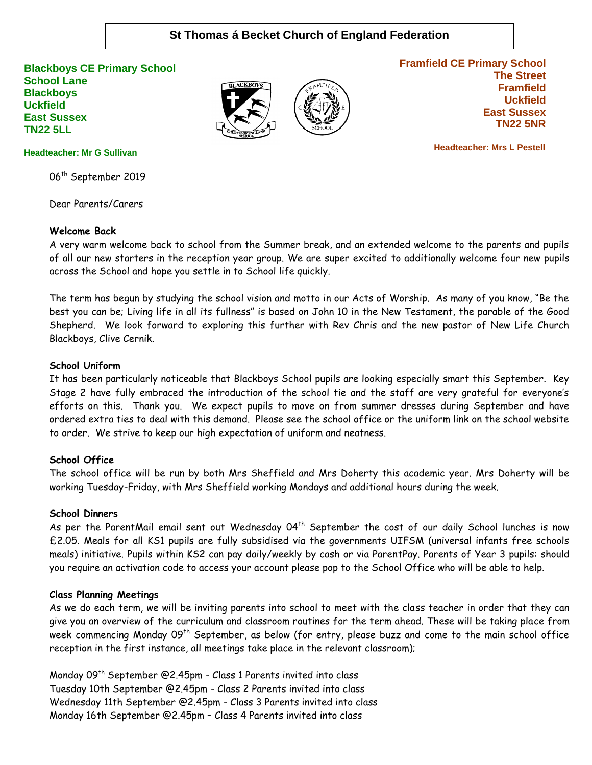# St Thomas á Becket Church of England Federation

**Blackboys CE Primary School**
**School Lane**
**Blackboys**
**Uckfield**
**East Sussex**
**TN22 5LL**

**Headteacher: Mr G Sullivan**

**Framfield CE Primary School**
**The Street**
**Framfield**
**Uckfield**
**East Sussex**
**TN22 5NR**

**Headteacher: Mrs L Pestell**

06th September 2019

Dear Parents/Carers

**Welcome Back**

A very warm welcome back to school from the Summer break, and an extended welcome to the parents and pupils of all our new starters in the reception year group. We are super excited to additionally welcome four new pupils across the School and hope you settle in to School life quickly.

The term has begun by studying the school vision and motto in our Acts of Worship. As many of you know, "Be the best you can be; Living life in all its fullness" is based on John 10 in the New Testament, the parable of the Good Shepherd. We look forward to exploring this further with Rev Chris and the new pastor of New Life Church Blackboys, Clive Cernik.

**School Uniform**

It has been particularly noticeable that Blackboys School pupils are looking especially smart this September. Key Stage 2 have fully embraced the introduction of the school tie and the staff are very grateful for everyone's efforts on this. Thank you. We expect pupils to move on from summer dresses during September and have ordered extra ties to deal with this demand. Please see the school office or the uniform link on the school website to order. We strive to keep our high expectation of uniform and neatness.

**School Office**

The school office will be run by both Mrs Sheffield and Mrs Doherty this academic year. Mrs Doherty will be working Tuesday-Friday, with Mrs Sheffield working Mondays and additional hours during the week.

**School Dinners**

As per the ParentMail email sent out Wednesday 04th September the cost of our daily School lunches is now £2.05. Meals for all KS1 pupils are fully subsidised via the governments UIFSM (universal infants free schools meals) initiative. Pupils within KS2 can pay daily/weekly by cash or via ParentPay. Parents of Year 3 pupils: should you require an activation code to access your account please pop to the School Office who will be able to help.

**Class Planning Meetings**

As we do each term, we will be inviting parents into school to meet with the class teacher in order that they can give you an overview of the curriculum and classroom routines for the term ahead. These will be taking place from week commencing Monday 09th September, as below (for entry, please buzz and come to the main school office reception in the first instance, all meetings take place in the relevant classroom);

Monday 09th September @2.45pm - Class 1 Parents invited into class
Tuesday 10th September @2.45pm - Class 2 Parents invited into class
Wednesday 11th September @2.45pm - Class 3 Parents invited into class
Monday 16th September @2.45pm – Class 4 Parents invited into class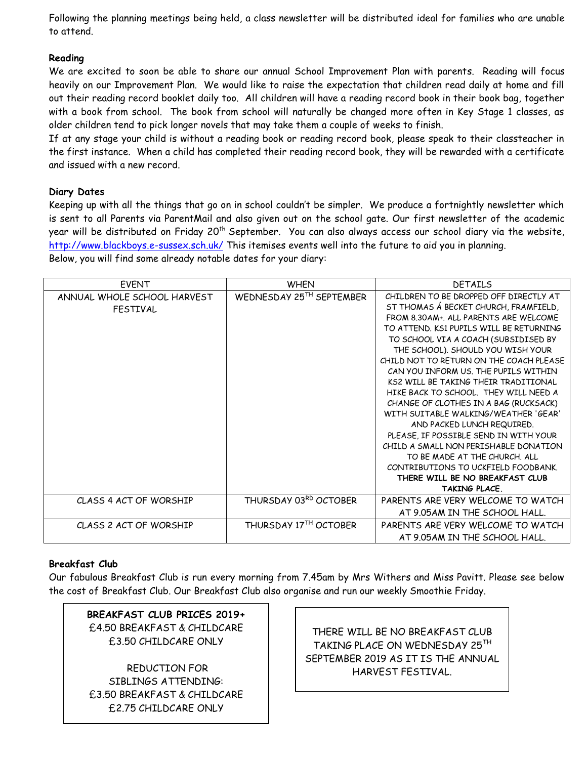Following the planning meetings being held, a class newsletter will be distributed ideal for families who are unable to attend.

**Reading**

We are excited to soon be able to share our annual School Improvement Plan with parents. Reading will focus heavily on our Improvement Plan. We would like to raise the expectation that children read daily at home and fill out their reading record booklet daily too. All children will have a reading record book in their book bag, together with a book from school. The book from school will naturally be changed more often in Key Stage 1 classes, as older children tend to pick longer novels that may take them a couple of weeks to finish.

If at any stage your child is without a reading book or reading record book, please speak to their classteacher in the first instance. When a child has completed their reading record book, they will be rewarded with a certificate and issued with a new record.

**Diary Dates**

Keeping up with all the things that go on in school couldn't be simpler. We produce a fortnightly newsletter which is sent to all Parents via ParentMail and also given out on the school gate. Our first newsletter of the academic year will be distributed on Friday 20th September. You can also always access our school diary via the website, http://www.blackboys.e-sussex.sch.uk/ This itemises events well into the future to aid you in planning.

Below, you will find some already notable dates for your diary:

| EVENT | WHEN | DETAILS |
| --- | --- | --- |
| ANNUAL WHOLE SCHOOL HARVEST FESTIVAL | WEDNESDAY 25TH SEPTEMBER | CHILDREN TO BE DROPPED OFF DIRECTLY AT ST THOMAS Á BECKET CHURCH, FRAMFIELD, FROM 8.30AM+. ALL PARENTS ARE WELCOME TO ATTEND. KS1 PUPILS WILL BE RETURNING TO SCHOOL VIA A COACH (SUBSIDISED BY THE SCHOOL). SHOULD YOU WISH YOUR CHILD NOT TO RETURN ON THE COACH PLEASE CAN YOU INFORM US. THE PUPILS WITHIN KS2 WILL BE TAKING THEIR TRADITIONAL HIKE BACK TO SCHOOL. THEY WILL NEED A CHANGE OF CLOTHES IN A BAG (RUCKSACK) WITH SUITABLE WALKING/WEATHER 'GEAR' AND PACKED LUNCH REQUIRED. PLEASE, IF POSSIBLE SEND IN WITH YOUR CHILD A SMALL NON PERISHABLE DONATION TO BE MADE AT THE CHURCH. ALL CONTRIBUTIONS TO UCKFIELD FOODBANK. **THERE WILL BE NO BREAKFAST CLUB TAKING PLACE.** |
| CLASS 4 ACT OF WORSHIP | THURSDAY 03RD OCTOBER | PARENTS ARE VERY WELCOME TO WATCH AT 9.05AM IN THE SCHOOL HALL. |
| CLASS 2 ACT OF WORSHIP | THURSDAY 17TH OCTOBER | PARENTS ARE VERY WELCOME TO WATCH AT 9.05AM IN THE SCHOOL HALL. |

**Breakfast Club**

Our fabulous Breakfast Club is run every morning from 7.45am by Mrs Withers and Miss Pavitt. Please see below the cost of Breakfast Club. Our Breakfast Club also organise and run our weekly Smoothie Friday.

**BREAKFAST CLUB PRICES 2019+**
£4.50 BREAKFAST & CHILDCARE
£3.50 CHILDCARE ONLY

REDUCTION FOR SIBLINGS ATTENDING:
£3.50 BREAKFAST & CHILDCARE
£2.75 CHILDCARE ONLY

THERE WILL BE NO BREAKFAST CLUB TAKING PLACE ON WEDNESDAY 25TH SEPTEMBER 2019 AS IT IS THE ANNUAL HARVEST FESTIVAL.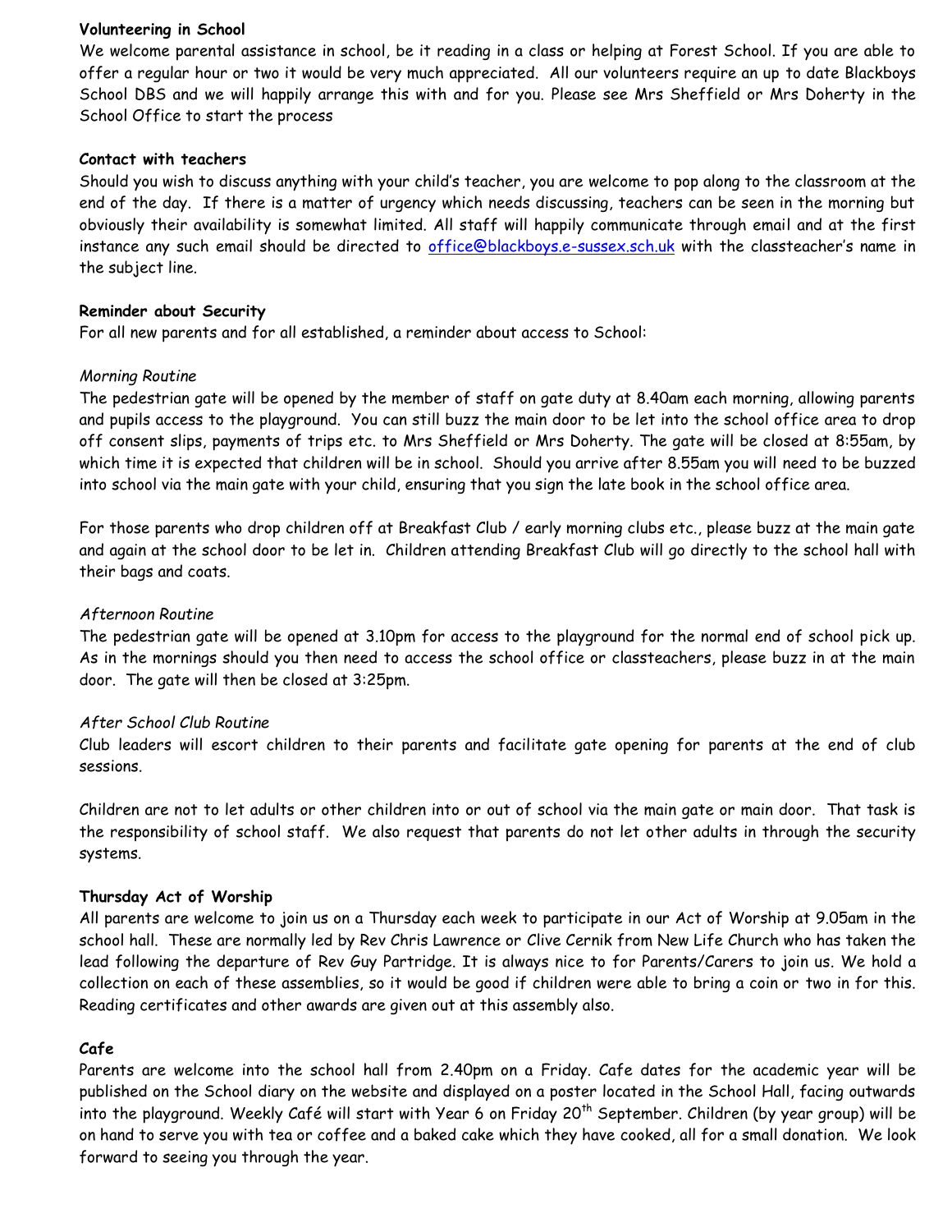**Volunteering in School**

We welcome parental assistance in school, be it reading in a class or helping at Forest School. If you are able to offer a regular hour or two it would be very much appreciated. All our volunteers require an up to date Blackboys School DBS and we will happily arrange this with and for you. Please see Mrs Sheffield or Mrs Doherty in the School Office to start the process

**Contact with teachers**

Should you wish to discuss anything with your child's teacher, you are welcome to pop along to the classroom at the end of the day. If there is a matter of urgency which needs discussing, teachers can be seen in the morning but obviously their availability is somewhat limited. All staff will happily communicate through email and at the first instance any such email should be directed to office@blackboys.e-sussex.sch.uk with the classteacher's name in the subject line.

**Reminder about Security**

For all new parents and for all established, a reminder about access to School:

*Morning Routine*

The pedestrian gate will be opened by the member of staff on gate duty at 8.40am each morning, allowing parents and pupils access to the playground. You can still buzz the main door to be let into the school office area to drop off consent slips, payments of trips etc. to Mrs Sheffield or Mrs Doherty. The gate will be closed at 8:55am, by which time it is expected that children will be in school. Should you arrive after 8.55am you will need to be buzzed into school via the main gate with your child, ensuring that you sign the late book in the school office area.

For those parents who drop children off at Breakfast Club / early morning clubs etc., please buzz at the main gate and again at the school door to be let in. Children attending Breakfast Club will go directly to the school hall with their bags and coats.

*Afternoon Routine*

The pedestrian gate will be opened at 3.10pm for access to the playground for the normal end of school pick up. As in the mornings should you then need to access the school office or classteachers, please buzz in at the main door. The gate will then be closed at 3:25pm.

*After School Club Routine*

Club leaders will escort children to their parents and facilitate gate opening for parents at the end of club sessions.

Children are not to let adults or other children into or out of school via the main gate or main door. That task is the responsibility of school staff. We also request that parents do not let other adults in through the security systems.

**Thursday Act of Worship**

All parents are welcome to join us on a Thursday each week to participate in our Act of Worship at 9.05am in the school hall. These are normally led by Rev Chris Lawrence or Clive Cernik from New Life Church who has taken the lead following the departure of Rev Guy Partridge. It is always nice to for Parents/Carers to join us. We hold a collection on each of these assemblies, so it would be good if children were able to bring a coin or two in for this. Reading certificates and other awards are given out at this assembly also.

**Cafe**

Parents are welcome into the school hall from 2.40pm on a Friday. Cafe dates for the academic year will be published on the School diary on the website and displayed on a poster located in the School Hall, facing outwards into the playground. Weekly Café will start with Year 6 on Friday 20th September. Children (by year group) will be on hand to serve you with tea or coffee and a baked cake which they have cooked, all for a small donation. We look forward to seeing you through the year.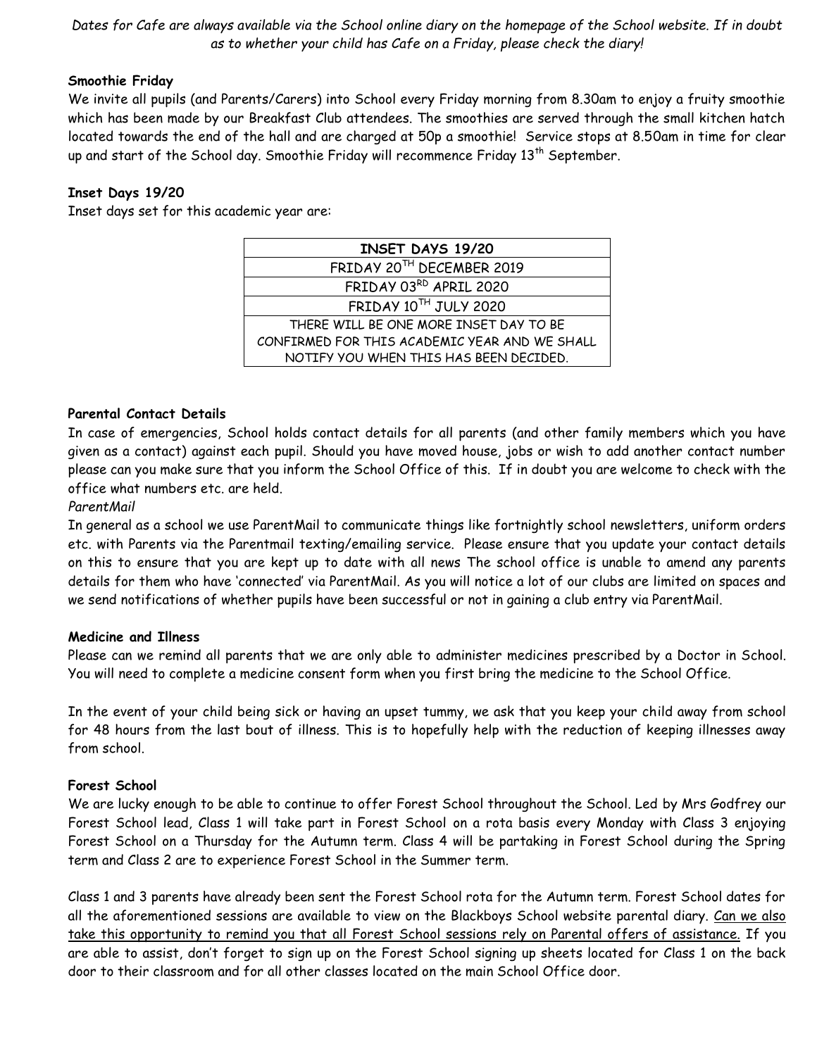*Dates for Cafe are always available via the School online diary on the homepage of the School website. If in doubt as to whether your child has Cafe on a Friday, please check the diary!*

**Smoothie Friday**

We invite all pupils (and Parents/Carers) into School every Friday morning from 8.30am to enjoy a fruity smoothie which has been made by our Breakfast Club attendees. The smoothies are served through the small kitchen hatch located towards the end of the hall and are charged at 50p a smoothie! Service stops at 8.50am in time for clear up and start of the School day. Smoothie Friday will recommence Friday 13th September.

**Inset Days 19/20**

Inset days set for this academic year are:

| INSET DAYS 19/20 |
|---|
| FRIDAY 20TH DECEMBER 2019 |
| FRIDAY 03RD APRIL 2020 |
| FRIDAY 10TH JULY 2020 |
| THERE WILL BE ONE MORE INSET DAY TO BE CONFIRMED FOR THIS ACADEMIC YEAR AND WE SHALL NOTIFY YOU WHEN THIS HAS BEEN DECIDED. |

**Parental Contact Details**

In case of emergencies, School holds contact details for all parents (and other family members which you have given as a contact) against each pupil. Should you have moved house, jobs or wish to add another contact number please can you make sure that you inform the School Office of this. If in doubt you are welcome to check with the office what numbers etc. are held.

*ParentMail*

In general as a school we use ParentMail to communicate things like fortnightly school newsletters, uniform orders etc. with Parents via the Parentmail texting/emailing service. Please ensure that you update your contact details on this to ensure that you are kept up to date with all news The school office is unable to amend any parents details for them who have 'connected' via ParentMail. As you will notice a lot of our clubs are limited on spaces and we send notifications of whether pupils have been successful or not in gaining a club entry via ParentMail.

**Medicine and Illness**

Please can we remind all parents that we are only able to administer medicines prescribed by a Doctor in School. You will need to complete a medicine consent form when you first bring the medicine to the School Office.

In the event of your child being sick or having an upset tummy, we ask that you keep your child away from school for 48 hours from the last bout of illness. This is to hopefully help with the reduction of keeping illnesses away from school.

**Forest School**

We are lucky enough to be able to continue to offer Forest School throughout the School. Led by Mrs Godfrey our Forest School lead, Class 1 will take part in Forest School on a rota basis every Monday with Class 3 enjoying Forest School on a Thursday for the Autumn term. Class 4 will be partaking in Forest School during the Spring term and Class 2 are to experience Forest School in the Summer term.

Class 1 and 3 parents have already been sent the Forest School rota for the Autumn term. Forest School dates for all the aforementioned sessions are available to view on the Blackboys School website parental diary. Can we also take this opportunity to remind you that all Forest School sessions rely on Parental offers of assistance. If you are able to assist, don't forget to sign up on the Forest School signing up sheets located for Class 1 on the back door to their classroom and for all other classes located on the main School Office door.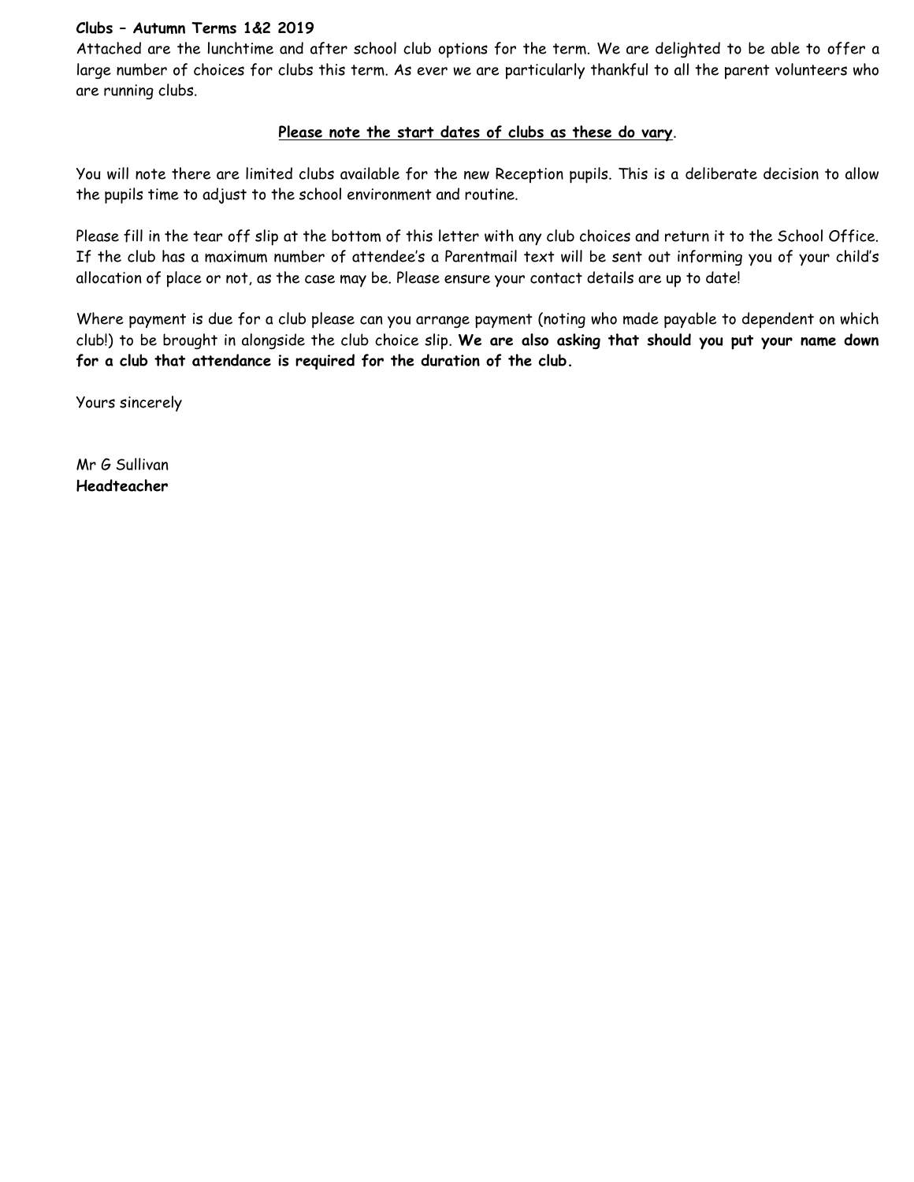**Clubs – Autumn Terms 1&2 2019**

Attached are the lunchtime and after school club options for the term. We are delighted to be able to offer a large number of choices for clubs this term. As ever we are particularly thankful to all the parent volunteers who are running clubs.

**Please note the start dates of clubs as these do vary**.

You will note there are limited clubs available for the new Reception pupils. This is a deliberate decision to allow the pupils time to adjust to the school environment and routine.

Please fill in the tear off slip at the bottom of this letter with any club choices and return it to the School Office. If the club has a maximum number of attendee's a Parentmail text will be sent out informing you of your child's allocation of place or not, as the case may be. Please ensure your contact details are up to date!

Where payment is due for a club please can you arrange payment (noting who made payable to dependent on which club!) to be brought in alongside the club choice slip. **We are also asking that should you put your name down for a club that attendance is required for the duration of the club.**

Yours sincerely

Mr G Sullivan
**Headteacher**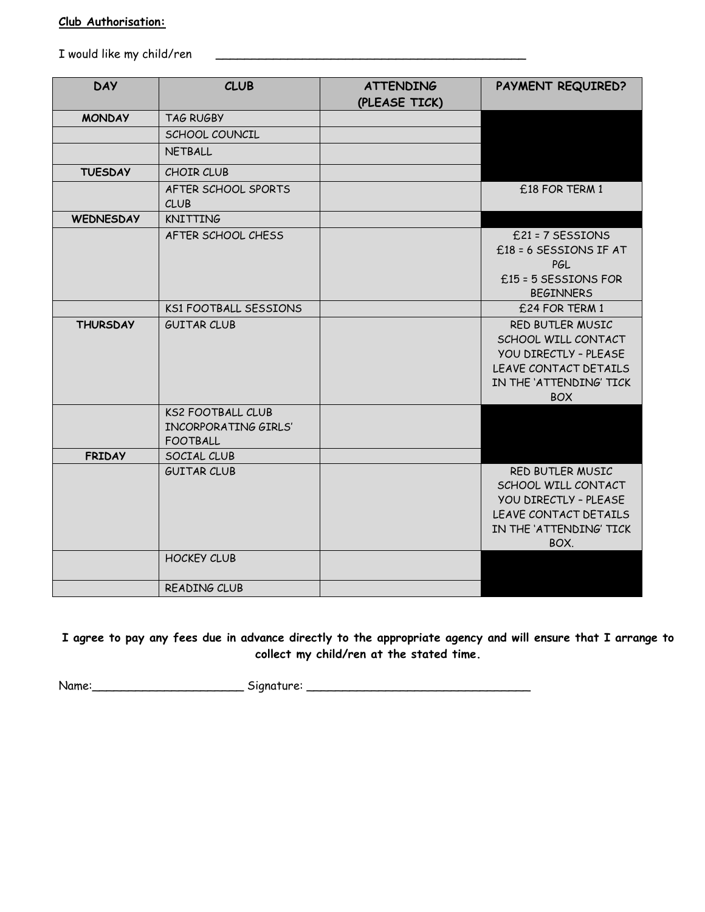**Club Authorisation:**

I would like my child/ren \_\_\_\_\_\_\_\_\_\_\_\_\_\_\_\_\_\_\_\_\_\_\_\_\_\_\_\_\_\_\_\_\_\_\_\_\_\_\_\_\_\_\_\_

| DAY | CLUB | ATTENDING (PLEASE TICK) | PAYMENT REQUIRED? |
|---|---|---|---|
| MONDAY | TAG RUGBY | | |
| | SCHOOL COUNCIL | | |
| | NETBALL | | |
| TUESDAY | CHOIR CLUB | | |
| | AFTER SCHOOL SPORTS CLUB | | £18 FOR TERM 1 |
| WEDNESDAY | KNITTING | | |
| | AFTER SCHOOL CHESS | | £21 = 7 SESSIONS<br>£18 = 6 SESSIONS IF AT PGL<br>£15 = 5 SESSIONS FOR BEGINNERS |
| | KS1 FOOTBALL SESSIONS | | £24 FOR TERM 1 |
| THURSDAY | GUITAR CLUB | | RED BUTLER MUSIC SCHOOL WILL CONTACT YOU DIRECTLY – PLEASE LEAVE CONTACT DETAILS IN THE 'ATTENDING' TICK BOX |
| | KS2 FOOTBALL CLUB INCORPORATING GIRLS' FOOTBALL | | |
| FRIDAY | SOCIAL CLUB | | |
| | GUITAR CLUB | | RED BUTLER MUSIC SCHOOL WILL CONTACT YOU DIRECTLY – PLEASE LEAVE CONTACT DETAILS IN THE 'ATTENDING' TICK BOX. |
| | HOCKEY CLUB | | |
| | READING CLUB | | |

**I agree to pay any fees due in advance directly to the appropriate agency and will ensure that I arrange to collect my child/ren at the stated time.**

Name:\_\_\_\_\_\_\_\_\_\_\_\_\_\_\_\_\_\_\_\_\_\_ Signature: \_\_\_\_\_\_\_\_\_\_\_\_\_\_\_\_\_\_\_\_\_\_\_\_\_\_\_\_\_\_\_\_\_\_